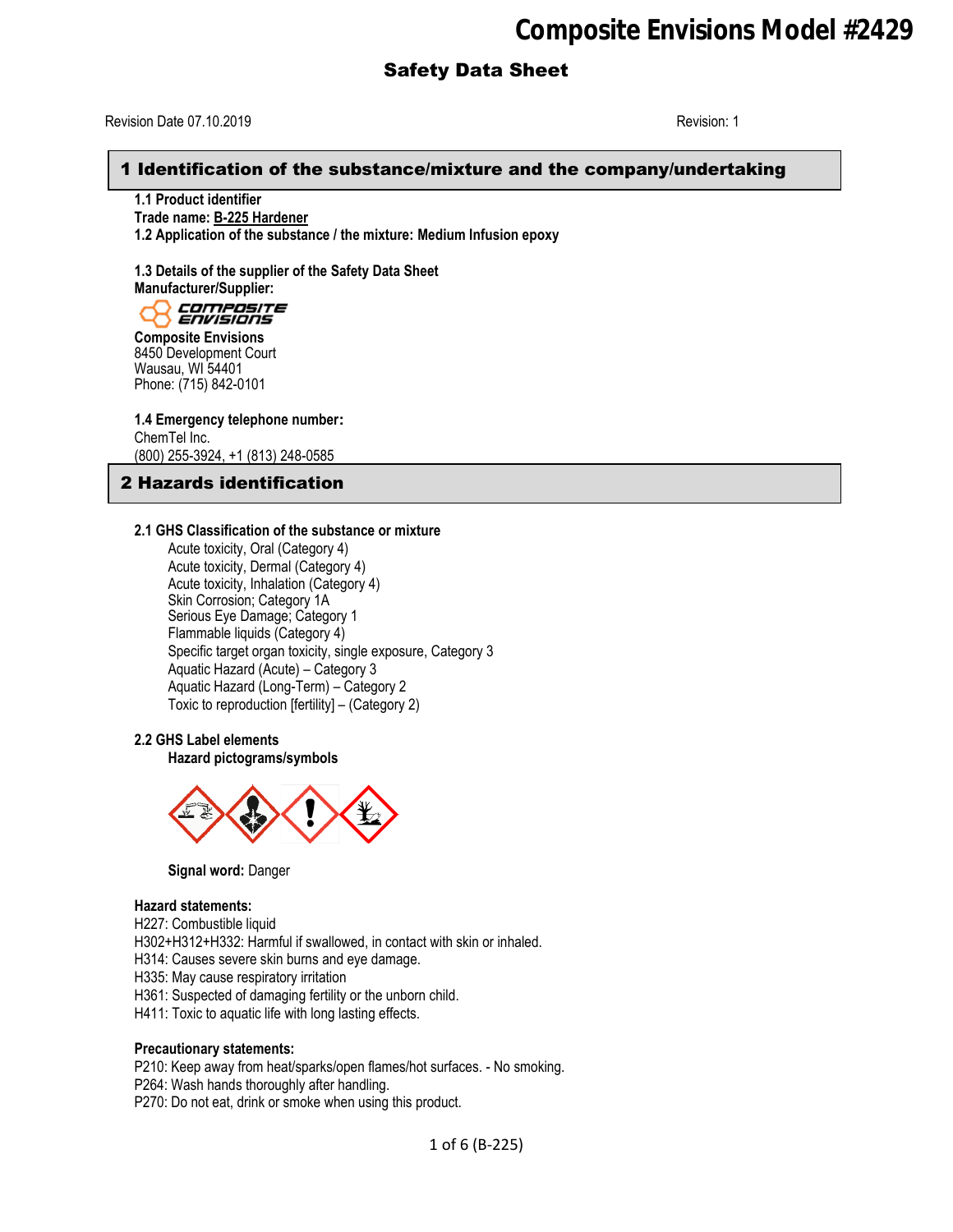# Composite Envisions Model #2429

## Safety Data Sheet

Revision Date 07.10.2019 Revision: 1

## 1 Identification of the substance/mixture and the company/undertaking

**1.1 Product identifier**
**Trade name: B-225 Hardener**
**1.2 Application of the substance / the mixture: Medium Infusion epoxy**

**1.3 Details of the supplier of the Safety Data Sheet**
**Manufacturer/Supplier:**

**Composite Envisions**
8450 Development Court
Wausau, WI 54401
Phone: (715) 842-0101

**1.4 Emergency telephone number:**
ChemTel Inc.
(800) 255-3924, +1 (813) 248-0585

## 2 Hazards identification

**2.1 GHS Classification of the substance or mixture**

- Acute toxicity, Oral (Category 4)
- Acute toxicity, Dermal (Category 4)
- Acute toxicity, Inhalation (Category 4)
- Skin Corrosion; Category 1A
- Serious Eye Damage; Category 1
- Flammable liquids (Category 4)
- Specific target organ toxicity, single exposure, Category 3
- Aquatic Hazard (Acute) – Category 3
- Aquatic Hazard (Long-Term) – Category 2
- Toxic to reproduction [fertility] – (Category 2)

**2.2 GHS Label elements**

**Hazard pictograms/symbols**

**Signal word:** Danger

**Hazard statements:**
H227: Combustible liquid
H302+H312+H332: Harmful if swallowed, in contact with skin or inhaled.
H314: Causes severe skin burns and eye damage.
H335: May cause respiratory irritation
H361: Suspected of damaging fertility or the unborn child.
H411: Toxic to aquatic life with long lasting effects.

**Precautionary statements:**
P210: Keep away from heat/sparks/open flames/hot surfaces. - No smoking.
P264: Wash hands thoroughly after handling.
P270: Do not eat, drink or smoke when using this product.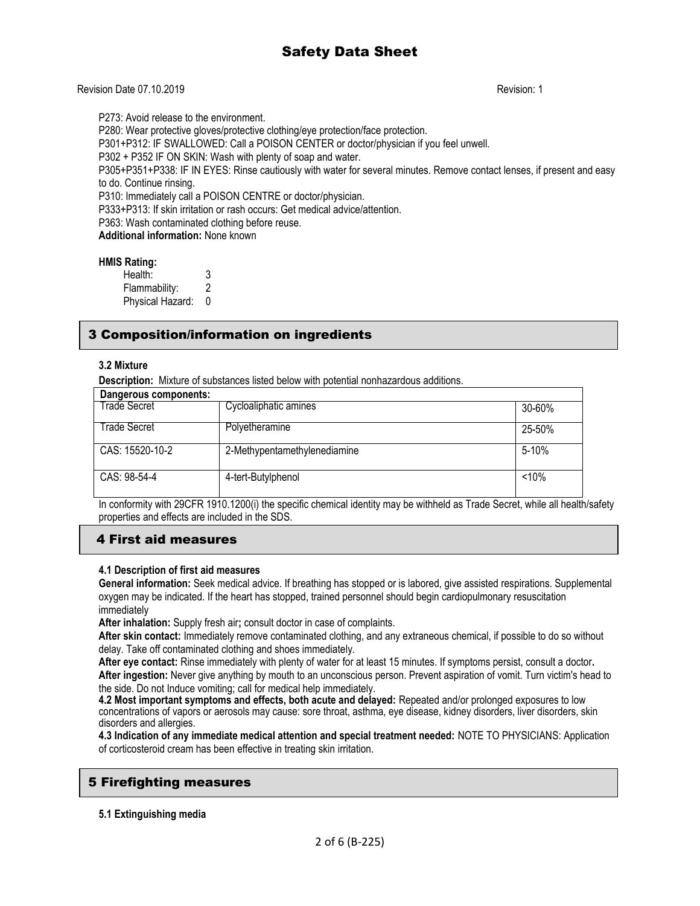P273: Avoid release to the environment.
P280: Wear protective gloves/protective clothing/eye protection/face protection.
P301+P312: IF SWALLOWED: Call a POISON CENTER or doctor/physician if you feel unwell.
P302 + P352 IF ON SKIN: Wash with plenty of soap and water.
P305+P351+P338: IF IN EYES: Rinse cautiously with water for several minutes. Remove contact lenses, if present and easy to do. Continue rinsing.
P310: Immediately call a POISON CENTRE or doctor/physician.
P333+P313: If skin irritation or rash occurs: Get medical advice/attention.
P363: Wash contaminated clothing before reuse.
**Additional information:** None known

**HMIS Rating:**

Health: 3
Flammability: 2
Physical Hazard: 0

## 3 Composition/information on ingredients

**3.2 Mixture**

**Description:** Mixture of substances listed below with potential nonhazardous additions.

| **Dangerous components:** | | |
|---|---|---|
| Trade Secret | Cycloaliphatic amines | 30-60% |
| Trade Secret | Polyetheramine | 25-50% |
| CAS: 15520-10-2 | 2-Methypentamethylenediamine | 5-10% |
| CAS: 98-54-4 | 4-tert-Butylphenol | <10% |

In conformity with 29CFR 1910.1200(i) the specific chemical identity may be withheld as Trade Secret, while all health/safety properties and effects are included in the SDS.

## 4 First aid measures

**4.1 Description of first aid measures**

**General information:** Seek medical advice. If breathing has stopped or is labored, give assisted respirations. Supplemental oxygen may be indicated. If the heart has stopped, trained personnel should begin cardiopulmonary resuscitation immediately

**After inhalation:** Supply fresh air**;** consult doctor in case of complaints.

**After skin contact:** Immediately remove contaminated clothing, and any extraneous chemical, if possible to do so without delay. Take off contaminated clothing and shoes immediately.

**After eye contact:** Rinse immediately with plenty of water for at least 15 minutes. If symptoms persist, consult a doctor**.**

**After ingestion:** Never give anything by mouth to an unconscious person. Prevent aspiration of vomit. Turn victim's head to the side. Do not Induce vomiting; call for medical help immediately.

**4.2 Most important symptoms and effects, both acute and delayed:** Repeated and/or prolonged exposures to low concentrations of vapors or aerosols may cause: sore throat, asthma, eye disease, kidney disorders, liver disorders, skin disorders and allergies.

**4.3 Indication of any immediate medical attention and special treatment needed:** NOTE TO PHYSICIANS: Application of corticosteroid cream has been effective in treating skin irritation.

## 5 Firefighting measures

**5.1 Extinguishing media**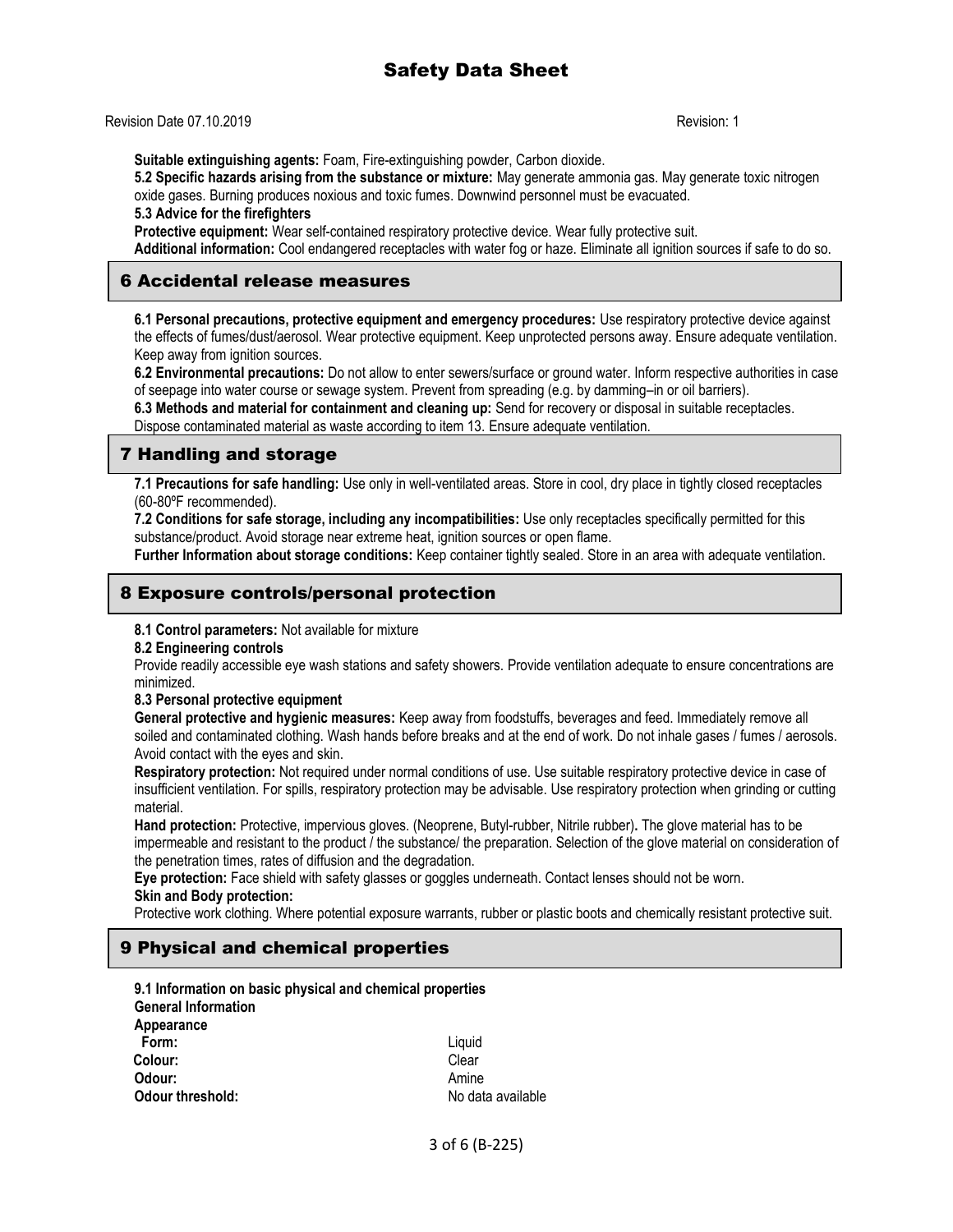**Suitable extinguishing agents:** Foam, Fire-extinguishing powder, Carbon dioxide.

**5.2 Specific hazards arising from the substance or mixture:** May generate ammonia gas. May generate toxic nitrogen oxide gases. Burning produces noxious and toxic fumes. Downwind personnel must be evacuated.

**5.3 Advice for the firefighters**

**Protective equipment:** Wear self-contained respiratory protective device. Wear fully protective suit.

**Additional information:** Cool endangered receptacles with water fog or haze. Eliminate all ignition sources if safe to do so.

## 6 Accidental release measures

**6.1 Personal precautions, protective equipment and emergency procedures:** Use respiratory protective device against the effects of fumes/dust/aerosol. Wear protective equipment. Keep unprotected persons away. Ensure adequate ventilation. Keep away from ignition sources.

**6.2 Environmental precautions:** Do not allow to enter sewers/surface or ground water. Inform respective authorities in case of seepage into water course or sewage system. Prevent from spreading (e.g. by damming–in or oil barriers).

**6.3 Methods and material for containment and cleaning up:** Send for recovery or disposal in suitable receptacles. Dispose contaminated material as waste according to item 13. Ensure adequate ventilation.

## 7 Handling and storage

**7.1 Precautions for safe handling:** Use only in well-ventilated areas. Store in cool, dry place in tightly closed receptacles (60-80ºF recommended).

**7.2 Conditions for safe storage, including any incompatibilities:** Use only receptacles specifically permitted for this substance/product. Avoid storage near extreme heat, ignition sources or open flame.

**Further Information about storage conditions:** Keep container tightly sealed. Store in an area with adequate ventilation.

## 8 Exposure controls/personal protection

**8.1 Control parameters:** Not available for mixture

**8.2 Engineering controls**

Provide readily accessible eye wash stations and safety showers. Provide ventilation adequate to ensure concentrations are minimized.

**8.3 Personal protective equipment**

**General protective and hygienic measures:** Keep away from foodstuffs, beverages and feed. Immediately remove all soiled and contaminated clothing. Wash hands before breaks and at the end of work. Do not inhale gases / fumes / aerosols. Avoid contact with the eyes and skin.

**Respiratory protection:** Not required under normal conditions of use. Use suitable respiratory protective device in case of insufficient ventilation. For spills, respiratory protection may be advisable. Use respiratory protection when grinding or cutting material.

**Hand protection:** Protective, impervious gloves. (Neoprene, Butyl-rubber, Nitrile rubber)**.** The glove material has to be impermeable and resistant to the product / the substance/ the preparation. Selection of the glove material on consideration of the penetration times, rates of diffusion and the degradation.

**Eye protection:** Face shield with safety glasses or goggles underneath. Contact lenses should not be worn.

**Skin and Body protection:**

Protective work clothing. Where potential exposure warrants, rubber or plastic boots and chemically resistant protective suit.

## 9 Physical and chemical properties

**9.1 Information on basic physical and chemical properties**

**General Information**

**Appearance**

| | |
|---|---|
| **Form:** | Liquid |
| **Colour:** | Clear |
| **Odour:** | Amine |
| **Odour threshold:** | No data available |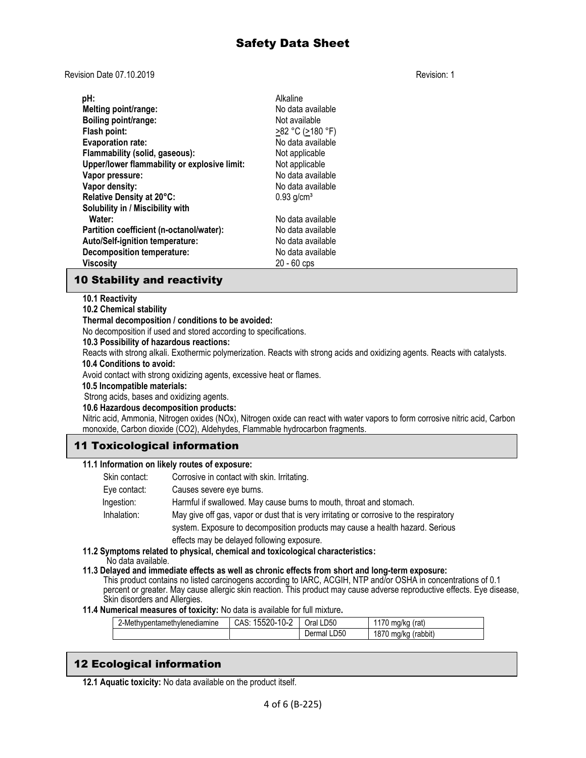| | |
|---|---|
| **pH:** | Alkaline |
| **Melting point/range:** | No data available |
| **Boiling point/range:** | Not available |
| **Flash point:** | >82 °C (>180 °F) |
| **Evaporation rate:** | No data available |
| **Flammability (solid, gaseous):** | Not applicable |
| **Upper/lower flammability or explosive limit:** | Not applicable |
| **Vapor pressure:** | No data available |
| **Vapor density:** | No data available |
| **Relative Density at 20°C:** | 0.93 g/cm³ |
| **Solubility in / Miscibility with Water:** | No data available |
| **Partition coefficient (n-octanol/water):** | No data available |
| **Auto/Self-ignition temperature:** | No data available |
| **Decomposition temperature:** | No data available |
| **Viscosity** | 20 - 60 cps |

## 10 Stability and reactivity

**10.1 Reactivity**

**10.2 Chemical stability**

**Thermal decomposition / conditions to be avoided:**

No decomposition if used and stored according to specifications.

**10.3 Possibility of hazardous reactions:**

Reacts with strong alkali. Exothermic polymerization. Reacts with strong acids and oxidizing agents. Reacts with catalysts.

**10.4 Conditions to avoid:**

Avoid contact with strong oxidizing agents, excessive heat or flames.

**10.5 Incompatible materials:**

Strong acids, bases and oxidizing agents.

**10.6 Hazardous decomposition products:**

Nitric acid, Ammonia, Nitrogen oxides (NOx), Nitrogen oxide can react with water vapors to form corrosive nitric acid, Carbon monoxide, Carbon dioxide (CO2), Aldehydes, Flammable hydrocarbon fragments.

## 11 Toxicological information

**11.1 Information on likely routes of exposure:**

| | |
|---|---|
| Skin contact: | Corrosive in contact with skin. Irritating. |
| Eye contact: | Causes severe eye burns. |
| Ingestion: | Harmful if swallowed. May cause burns to mouth, throat and stomach. |
| Inhalation: | May give off gas, vapor or dust that is very irritating or corrosive to the respiratory system. Exposure to decomposition products may cause a health hazard. Serious effects may be delayed following exposure. |

**11.2 Symptoms related to physical, chemical and toxicological characteristics:**

No data available.

**11.3 Delayed and immediate effects as well as chronic effects from short and long-term exposure:**

This product contains no listed carcinogens according to IARC, ACGIH, NTP and/or OSHA in concentrations of 0.1 percent or greater. May cause allergic skin reaction. This product may cause adverse reproductive effects. Eye disease, Skin disorders and Allergies.

**11.4 Numerical measures of toxicity:** No data is available for full mixture**.**

| | | | |
|---|---|---|---|
| 2-Methypentamethylenediamine | CAS: 15520-10-2 | Oral LD50 | 1170 mg/kg (rat) |
| | | Dermal LD50 | 1870 mg/kg (rabbit) |

## 12 Ecological information

**12.1 Aquatic toxicity:** No data available on the product itself.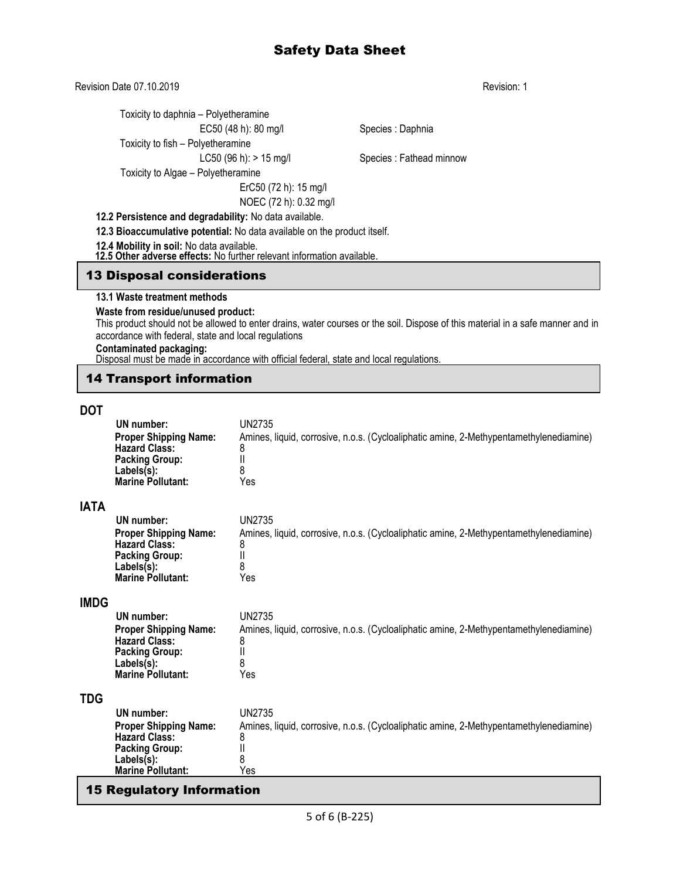Toxicity to daphnia – Polyetheramine

EC50 (48 h): 80 mg/l    Species : Daphnia

Toxicity to fish – Polyetheramine

LC50 (96 h): > 15 mg/l    Species : Fathead minnow

Toxicity to Algae – Polyetheramine

ErC50 (72 h): 15 mg/l

NOEC (72 h): 0.32 mg/l

**12.2 Persistence and degradability:** No data available.

**12.3 Bioaccumulative potential:** No data available on the product itself.

**12.4 Mobility in soil:** No data available.

**12.5 Other adverse effects:** No further relevant information available.

## 13 Disposal considerations

**13.1 Waste treatment methods**

**Waste from residue/unused product:**

This product should not be allowed to enter drains, water courses or the soil. Dispose of this material in a safe manner and in accordance with federal, state and local regulations

**Contaminated packaging:**

Disposal must be made in accordance with official federal, state and local regulations.

## 14 Transport information

### DOT

| | |
|---|---|
| **UN number:** | UN2735 |
| **Proper Shipping Name:** | Amines, liquid, corrosive, n.o.s. (Cycloaliphatic amine, 2-Methypentamethylenediamine) |
| **Hazard Class:** | 8 |
| **Packing Group:** | II |
| **Labels(s):** | 8 |
| **Marine Pollutant:** | Yes |

### IATA

| | |
|---|---|
| **UN number:** | UN2735 |
| **Proper Shipping Name:** | Amines, liquid, corrosive, n.o.s. (Cycloaliphatic amine, 2-Methypentamethylenediamine) |
| **Hazard Class:** | 8 |
| **Packing Group:** | II |
| **Labels(s):** | 8 |
| **Marine Pollutant:** | Yes |

### IMDG

| | |
|---|---|
| **UN number:** | UN2735 |
| **Proper Shipping Name:** | Amines, liquid, corrosive, n.o.s. (Cycloaliphatic amine, 2-Methypentamethylenediamine) |
| **Hazard Class:** | 8 |
| **Packing Group:** | II |
| **Labels(s):** | 8 |
| **Marine Pollutant:** | Yes |

### TDG

| | |
|---|---|
| **UN number:** | UN2735 |
| **Proper Shipping Name:** | Amines, liquid, corrosive, n.o.s. (Cycloaliphatic amine, 2-Methypentamethylenediamine) |
| **Hazard Class:** | 8 |
| **Packing Group:** | II |
| **Labels(s):** | 8 |
| **Marine Pollutant:** | Yes |

## 15 Regulatory Information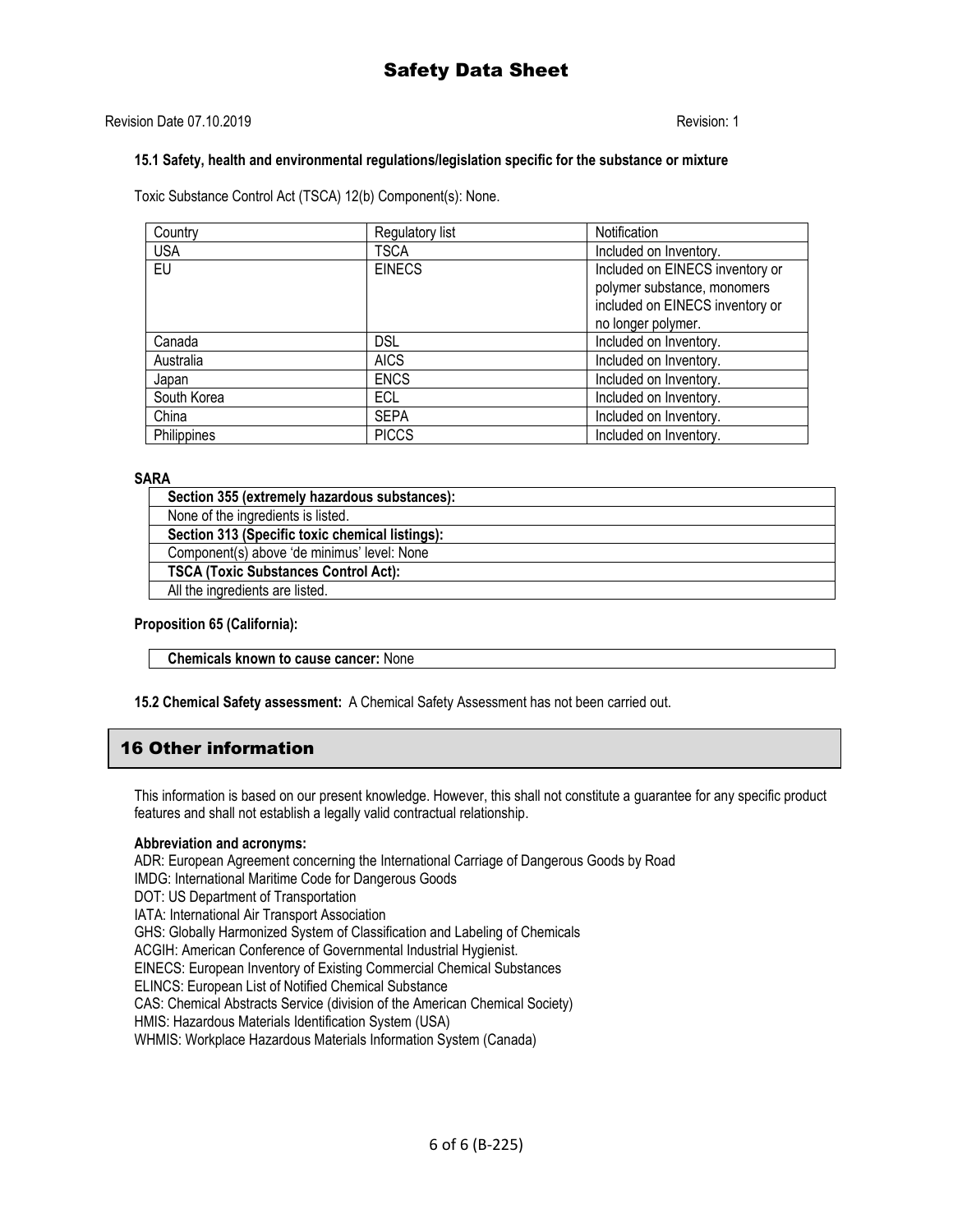Revision Date 07.10.2019 Revision: 1

**15.1 Safety, health and environmental regulations/legislation specific for the substance or mixture**

Toxic Substance Control Act (TSCA) 12(b) Component(s): None.

| Country | Regulatory list | Notification |
|---|---|---|
| USA | TSCA | Included on Inventory. |
| EU | EINECS | Included on EINECS inventory or polymer substance, monomers included on EINECS inventory or no longer polymer. |
| Canada | DSL | Included on Inventory. |
| Australia | AICS | Included on Inventory. |
| Japan | ENCS | Included on Inventory. |
| South Korea | ECL | Included on Inventory. |
| China | SEPA | Included on Inventory. |
| Philippines | PICCS | Included on Inventory. |

**SARA**

| |
|---|
| **Section 355 (extremely hazardous substances):** |
| None of the ingredients is listed. |
| **Section 313 (Specific toxic chemical listings):** |
| Component(s) above 'de minimus' level: None |
| **TSCA (Toxic Substances Control Act):** |
| All the ingredients are listed. |

**Proposition 65 (California):**

| |
|---|
| **Chemicals known to cause cancer:** None |

**15.2 Chemical Safety assessment:** A Chemical Safety Assessment has not been carried out.

## 16 Other information

This information is based on our present knowledge. However, this shall not constitute a guarantee for any specific product features and shall not establish a legally valid contractual relationship.

**Abbreviation and acronyms:**

ADR: European Agreement concerning the International Carriage of Dangerous Goods by Road
IMDG: International Maritime Code for Dangerous Goods
DOT: US Department of Transportation
IATA: International Air Transport Association
GHS: Globally Harmonized System of Classification and Labeling of Chemicals
ACGIH: American Conference of Governmental Industrial Hygienist.
EINECS: European Inventory of Existing Commercial Chemical Substances
ELINCS: European List of Notified Chemical Substance
CAS: Chemical Abstracts Service (division of the American Chemical Society)
HMIS: Hazardous Materials Identification System (USA)
WHMIS: Workplace Hazardous Materials Information System (Canada)